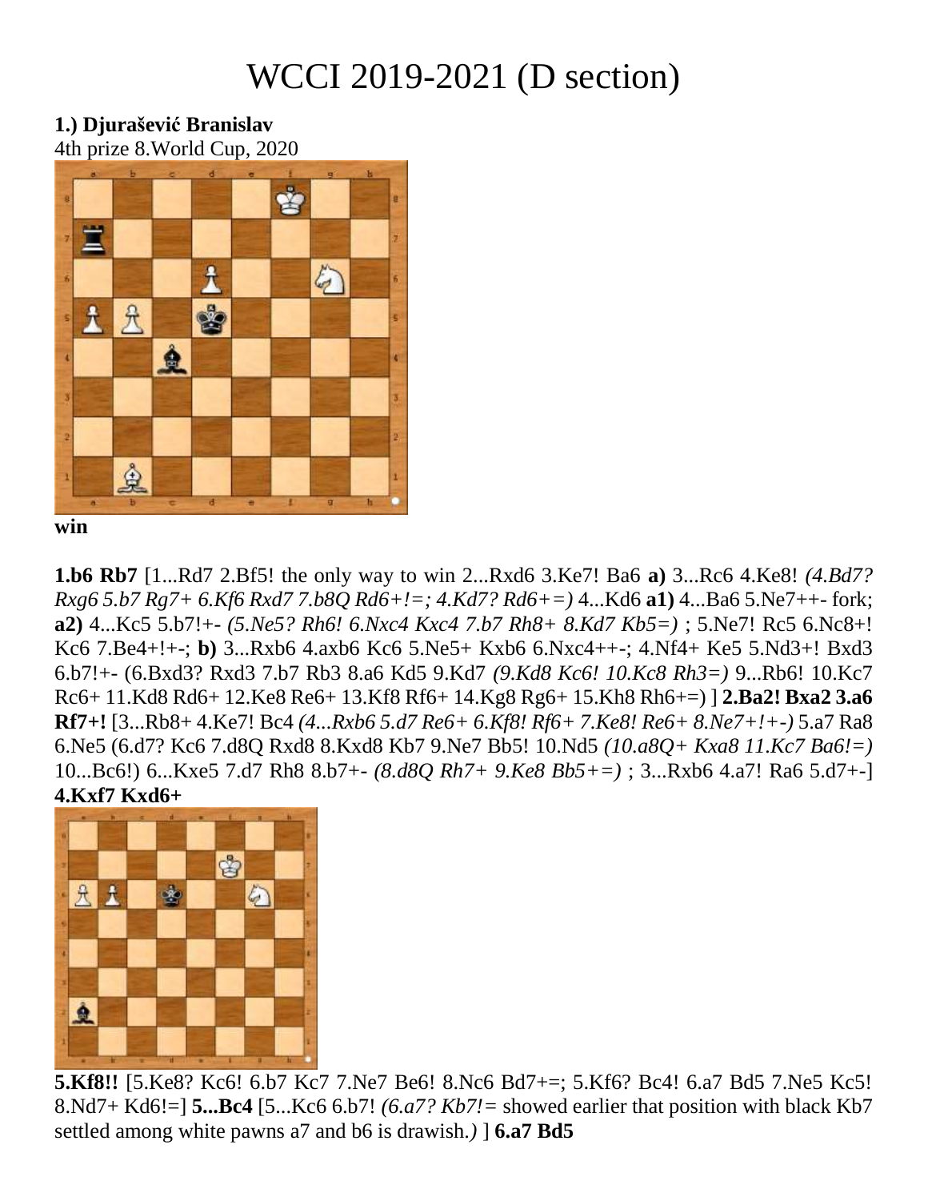# WCCI 2019-2021 (D section)

**1.) Djurašević Branislav**
4th prize 8.World Cup, 2020

**win**

**1.b6 Rb7** [1...Rd7 2.Bf5! the only way to win 2...Rxd6 3.Ke7! Ba6 **a)** 3...Rc6 4.Ke8! *(4.Bd7? Rxg6 5.b7 Rg7+ 6.Kf6 Rxd7 7.b8Q Rd6+!=; 4.Kd7? Rd6+=)* 4...Kd6 **a1)** 4...Ba6 5.Ne7++- fork; **a2)** 4...Kc5 5.b7!+- *(5.Ne5? Rh6! 6.Nxc4 Kxc4 7.b7 Rh8+ 8.Kd7 Kb5=)* ; 5.Ne7! Rc5 6.Nc8+! Kc6 7.Be4+!+-; **b)** 3...Rxb6 4.axb6 Kc6 5.Ne5+ Kxb6 6.Nxc4++-; 4.Nf4+ Ke5 5.Nd3+! Bxd3 6.b7!+- (6.Bxd3? Rxd3 7.b7 Rb3 8.a6 Kd5 9.Kd7 *(9.Kd8 Kc6! 10.Kc8 Rh3=)* 9...Rb6! 10.Kc7 Rc6+ 11.Kd8 Rd6+ 12.Ke8 Re6+ 13.Kf8 Rf6+ 14.Kg8 Rg6+ 15.Kh8 Rh6+=) ] **2.Ba2! Bxa2 3.a6 Rf7+!** [3...Rb8+ 4.Ke7! Bc4 *(4...Rxb6 5.d7 Re6+ 6.Kf8! Rf6+ 7.Ke8! Re6+ 8.Ne7+!+-)* 5.a7 Ra8 6.Ne5 (6.d7? Kc6 7.d8Q Rxd8 8.Kxd8 Kb7 9.Ne7 Bb5! 10.Nd5 *(10.a8Q+ Kxa8 11.Kc7 Ba6!=)* 10...Bc6!) 6...Kxe5 7.d7 Rh8 8.b7+- *(8.d8Q Rh7+ 9.Ke8 Bb5+=)* ; 3...Rxb6 4.a7! Ra6 5.d7+-] **4.Kxf7 Kxd6+**

**5.Kf8!!** [5.Ke8? Kc6! 6.b7 Kc7 7.Ne7 Be6! 8.Nc6 Bd7+=; 5.Kf6? Bc4! 6.a7 Bd5 7.Ne5 Kc5! 8.Nd7+ Kd6!=] **5...Bc4** [5...Kc6 6.b7! *(6.a7? Kb7!=* showed earlier that position with black Kb7 settled among white pawns a7 and b6 is drawish.*)* ] **6.a7 Bd5**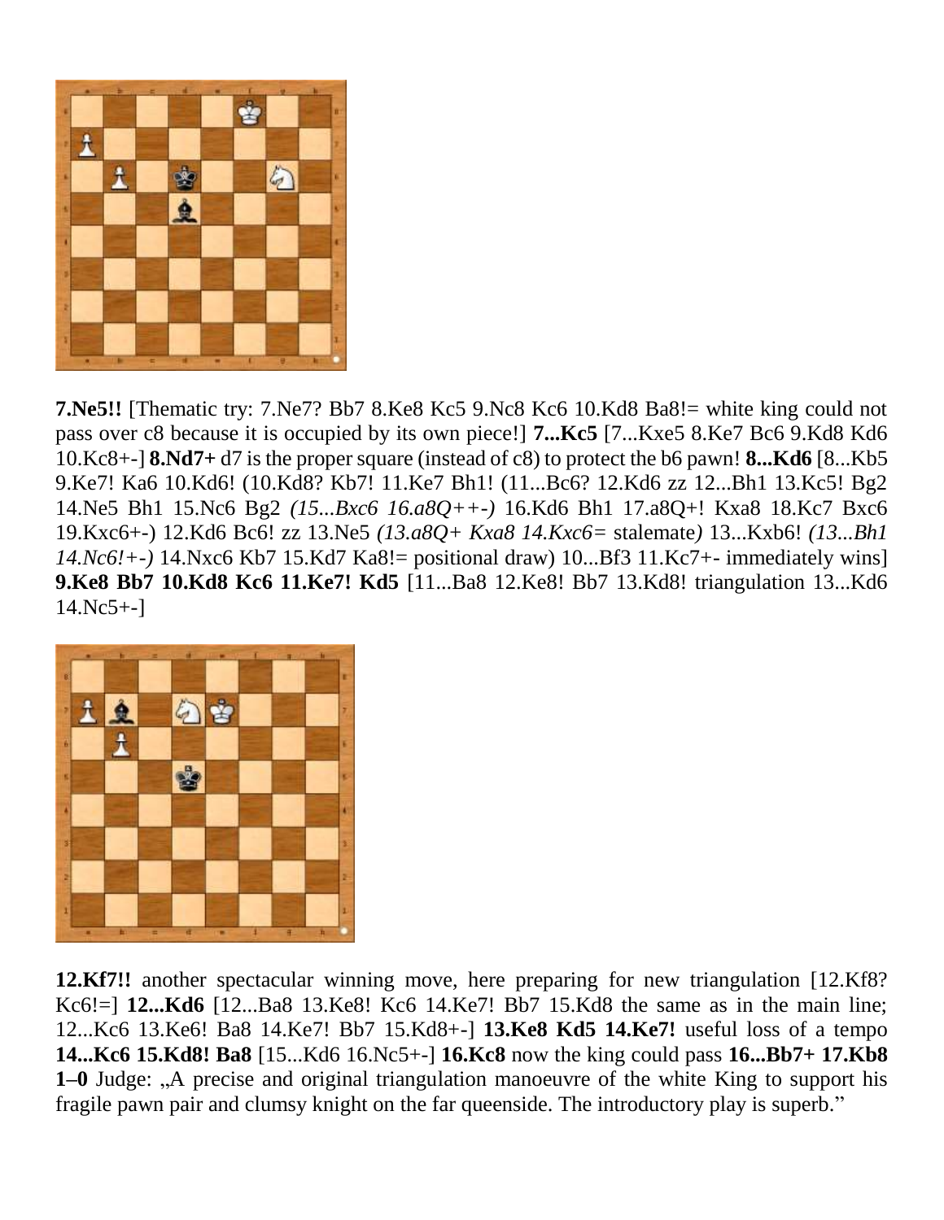**7.Ne5!!** [Thematic try: 7.Ne7? Bb7 8.Ke8 Kc5 9.Nc8 Kc6 10.Kd8 Ba8!= white king could not pass over c8 because it is occupied by its own piece!] **7...Kc5** [7...Kxe5 8.Ke7 Bc6 9.Kd8 Kd6 10.Kc8+-] **8.Nd7+** d7 is the proper square (instead of c8) to protect the b6 pawn! **8...Kd6** [8...Kb5 9.Ke7! Ka6 10.Kd6! (10.Kd8? Kb7! 11.Ke7 Bh1! (11...Bc6? 12.Kd6 zz 12...Bh1 13.Kc5! Bg2 14.Ne5 Bh1 15.Nc6 Bg2 *(15...Bxc6 16.a8Q++-)* 16.Kd6 Bh1 17.a8Q+! Kxa8 18.Kc7 Bxc6 19.Kxc6+-) 12.Kd6 Bc6! zz 13.Ne5 *(13.a8Q+ Kxa8 14.Kxc6=* stalemate*)* 13...Kxb6! *(13...Bh1 14.Nc6!+-)* 14.Nxc6 Kb7 15.Kd7 Ka8!= positional draw) 10...Bf3 11.Kc7+- immediately wins] **9.Ke8 Bb7 10.Kd8 Kc6 11.Ke7! Kd5** [11...Ba8 12.Ke8! Bb7 13.Kd8! triangulation 13...Kd6 14.Nc5+-]

**12.Kf7!!** another spectacular winning move, here preparing for new triangulation [12.Kf8? Kc6!=] **12...Kd6** [12...Ba8 13.Ke8! Kc6 14.Ke7! Bb7 15.Kd8 the same as in the main line; 12...Kc6 13.Ke6! Ba8 14.Ke7! Bb7 15.Kd8+-] **13.Ke8 Kd5 14.Ke7!** useful loss of a tempo **14...Kc6 15.Kd8! Ba8** [15...Kd6 16.Nc5+-] **16.Kc8** now the king could pass **16...Bb7+ 17.Kb8 1–0** Judge: „A precise and original triangulation manoeuvre of the white King to support his fragile pawn pair and clumsy knight on the far queenside. The introductory play is superb."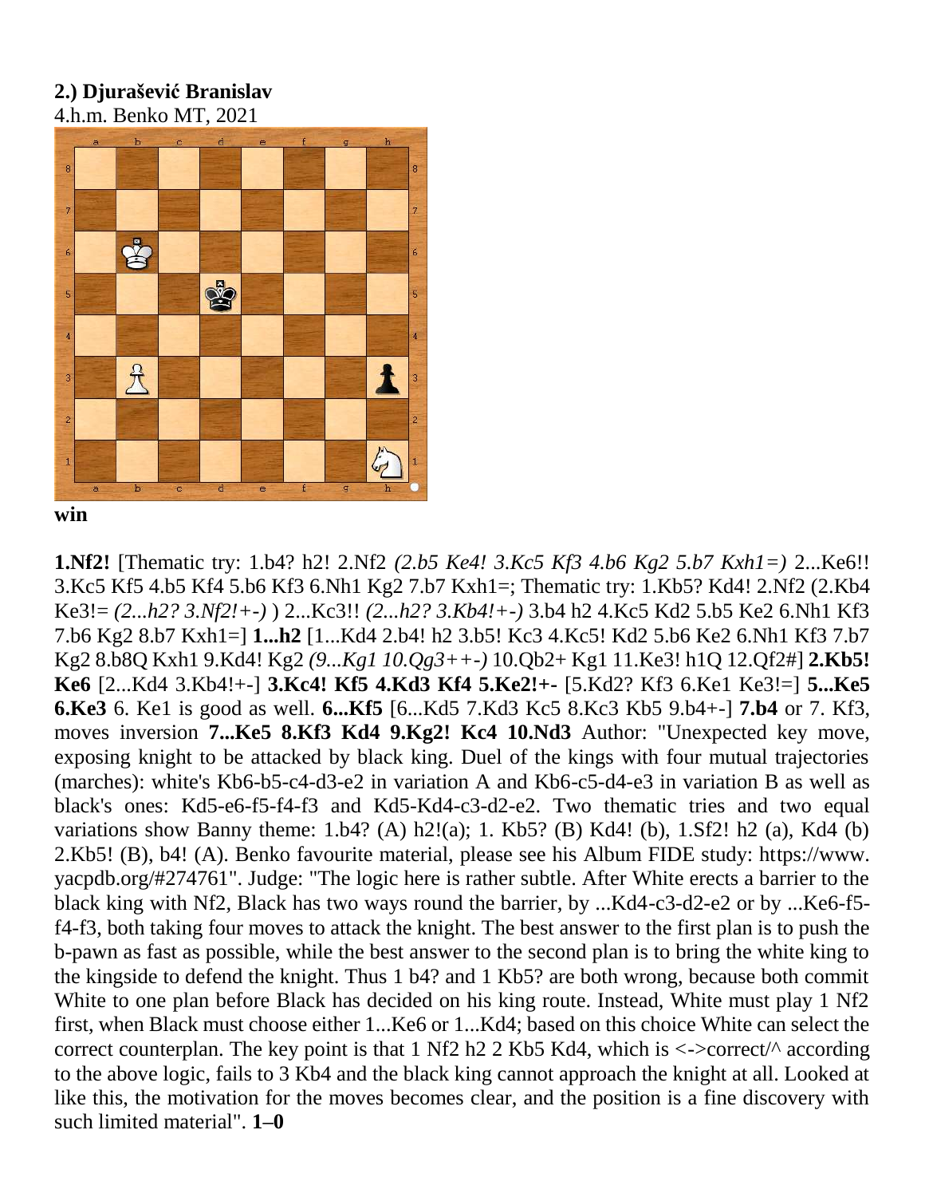**2.) Djurašević Branislav**
4.h.m. Benko MT, 2021

**win**

**1.Nf2!** [Thematic try: 1.b4? h2! 2.Nf2 *(2.b5 Ke4! 3.Kc5 Kf3 4.b6 Kg2 5.b7 Kxh1=)* 2...Ke6!! 3.Kc5 Kf5 4.b5 Kf4 5.b6 Kf3 6.Nh1 Kg2 7.b7 Kxh1=; Thematic try: 1.Kb5? Kd4! 2.Nf2 (2.Kb4 Ke3!= *(2...h2? 3.Nf2!+-)* ) 2...Kc3!! *(2...h2? 3.Kb4!+-)* 3.b4 h2 4.Kc5 Kd2 5.b5 Ke2 6.Nh1 Kf3 7.b6 Kg2 8.b7 Kxh1=] **1...h2** [1...Kd4 2.b4! h2 3.b5! Kc3 4.Kc5! Kd2 5.b6 Ke2 6.Nh1 Kf3 7.b7 Kg2 8.b8Q Kxh1 9.Kd4! Kg2 *(9...Kg1 10.Qg3++-)* 10.Qb2+ Kg1 11.Ke3! h1Q 12.Qf2#] **2.Kb5! Ke6** [2...Kd4 3.Kb4!+-] **3.Kc4! Kf5 4.Kd3 Kf4 5.Ke2!+-** [5.Kd2? Kf3 6.Ke1 Ke3!=] **5...Ke5 6.Ke3** 6. Ke1 is good as well. **6...Kf5** [6...Kd5 7.Kd3 Kc5 8.Kc3 Kb5 9.b4+-] **7.b4** or 7. Kf3, moves inversion **7...Ke5 8.Kf3 Kd4 9.Kg2! Kc4 10.Nd3** Author: "Unexpected key move, exposing knight to be attacked by black king. Duel of the kings with four mutual trajectories (marches): white's Kb6-b5-c4-d3-e2 in variation A and Kb6-c5-d4-e3 in variation B as well as black's ones: Kd5-e6-f5-f4-f3 and Kd5-Kd4-c3-d2-e2. Two thematic tries and two equal variations show Banny theme: 1.b4? (A) h2!(a); 1. Kb5? (B) Kd4! (b), 1.Sf2! h2 (a), Kd4 (b) 2.Kb5! (B), b4! (A). Benko favourite material, please see his Album FIDE study: https://www.yacpdb.org/#274761". Judge: "The logic here is rather subtle. After White erects a barrier to the black king with Nf2, Black has two ways round the barrier, by ...Kd4-c3-d2-e2 or by ...Ke6-f5-f4-f3, both taking four moves to attack the knight. The best answer to the first plan is to push the b-pawn as fast as possible, while the best answer to the second plan is to bring the white king to the kingside to defend the knight. Thus 1 b4? and 1 Kb5? are both wrong, because both commit White to one plan before Black has decided on his king route. Instead, White must play 1 Nf2 first, when Black must choose either 1...Ke6 or 1...Kd4; based on this choice White can select the correct counterplan. The key point is that 1 Nf2 h2 2 Kb5 Kd4, which is <->correct/^ according to the above logic, fails to 3 Kb4 and the black king cannot approach the knight at all. Looked at like this, the motivation for the moves becomes clear, and the position is a fine discovery with such limited material". **1–0**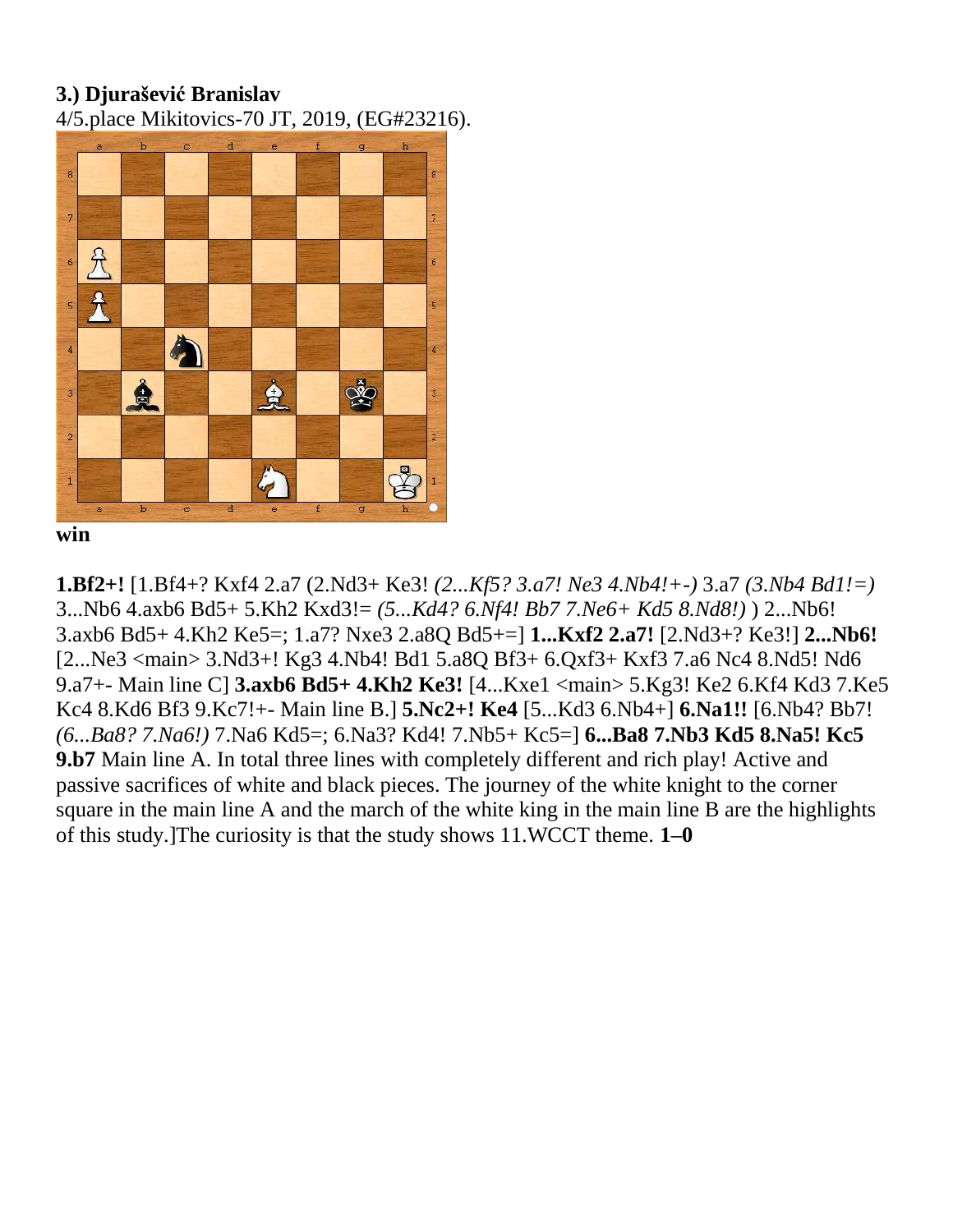**3.) Djurašević Branislav**

4/5.place Mikitovics-70 JT, 2019, (EG#23216).

**win**

**1.Bf2+!** [1.Bf4+? Kxf4 2.a7 (2.Nd3+ Ke3! *(2...Kf5? 3.a7! Ne3 4.Nb4!+-)* 3.a7 *(3.Nb4 Bd1!=)* 3...Nb6 4.axb6 Bd5+ 5.Kh2 Kxd3!= *(5...Kd4? 6.Nf4! Bb7 7.Ne6+ Kd5 8.Nd8!)* ) 2...Nb6! 3.axb6 Bd5+ 4.Kh2 Ke5=; 1.a7? Nxe3 2.a8Q Bd5+=] **1...Kxf2 2.a7!** [2.Nd3+? Ke3!] **2...Nb6!** [2...Ne3 <main> 3.Nd3+! Kg3 4.Nb4! Bd1 5.a8Q Bf3+ 6.Qxf3+ Kxf3 7.a6 Nc4 8.Nd5! Nd6 9.a7+- Main line C] **3.axb6 Bd5+ 4.Kh2 Ke3!** [4...Kxe1 <main> 5.Kg3! Ke2 6.Kf4 Kd3 7.Ke5 Kc4 8.Kd6 Bf3 9.Kc7!+- Main line B.] **5.Nc2+! Ke4** [5...Kd3 6.Nb4+] **6.Na1!!** [6.Nb4? Bb7! *(6...Ba8? 7.Na6!)* 7.Na6 Kd5=; 6.Na3? Kd4! 7.Nb5+ Kc5=] **6...Ba8 7.Nb3 Kd5 8.Na5! Kc5 9.b7** Main line A. In total three lines with completely different and rich play! Active and passive sacrifices of white and black pieces. The journey of the white knight to the corner square in the main line A and the march of the white king in the main line B are the highlights of this study.]The curiosity is that the study shows 11.WCCT theme. **1–0**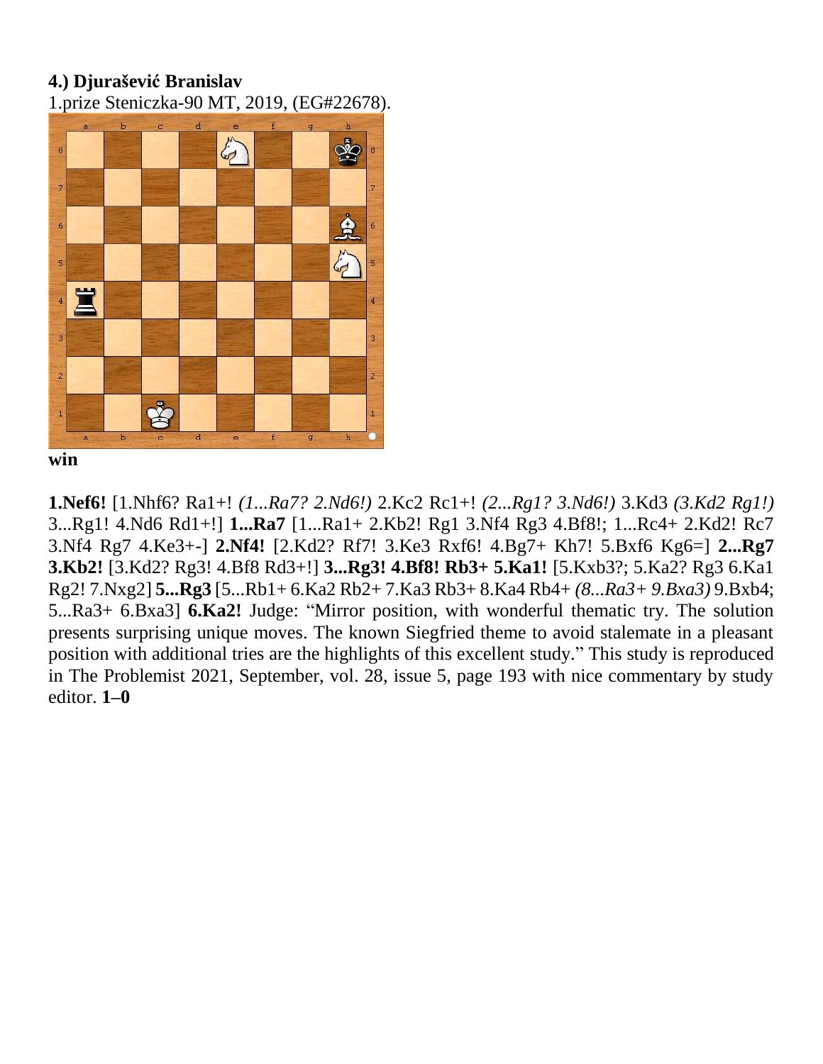**4.) Djurašević Branislav**
1.prize Steniczka-90 MT, 2019, (EG#22678).

**win**

**1.Nef6!** [1.Nhf6? Ra1+! *(1...Ra7? 2.Nd6!)* 2.Kc2 Rc1+! *(2...Rg1? 3.Nd6!)* 3.Kd3 *(3.Kd2 Rg1!)* 3...Rg1! 4.Nd6 Rd1+!] **1...Ra7** [1...Ra1+ 2.Kb2! Rg1 3.Nf4 Rg3 4.Bf8!; 1...Rc4+ 2.Kd2! Rc7 3.Nf4 Rg7 4.Ke3+-] **2.Nf4!** [2.Kd2? Rf7! 3.Ke3 Rxf6! 4.Bg7+ Kh7! 5.Bxf6 Kg6=] **2...Rg7 3.Kb2!** [3.Kd2? Rg3! 4.Bf8 Rd3+!] **3...Rg3! 4.Bf8! Rb3+ 5.Ka1!** [5.Kxb3?; 5.Ka2? Rg3 6.Ka1 Rg2! 7.Nxg2] **5...Rg3** [5...Rb1+ 6.Ka2 Rb2+ 7.Ka3 Rb3+ 8.Ka4 Rb4+ *(8...Ra3+ 9.Bxa3)* 9.Bxb4; 5...Ra3+ 6.Bxa3] **6.Ka2!** Judge: "Mirror position, with wonderful thematic try. The solution presents surprising unique moves. The known Siegfried theme to avoid stalemate in a pleasant position with additional tries are the highlights of this excellent study." This study is reproduced in The Problemist 2021, September, vol. 28, issue 5, page 193 with nice commentary by study editor. **1–0**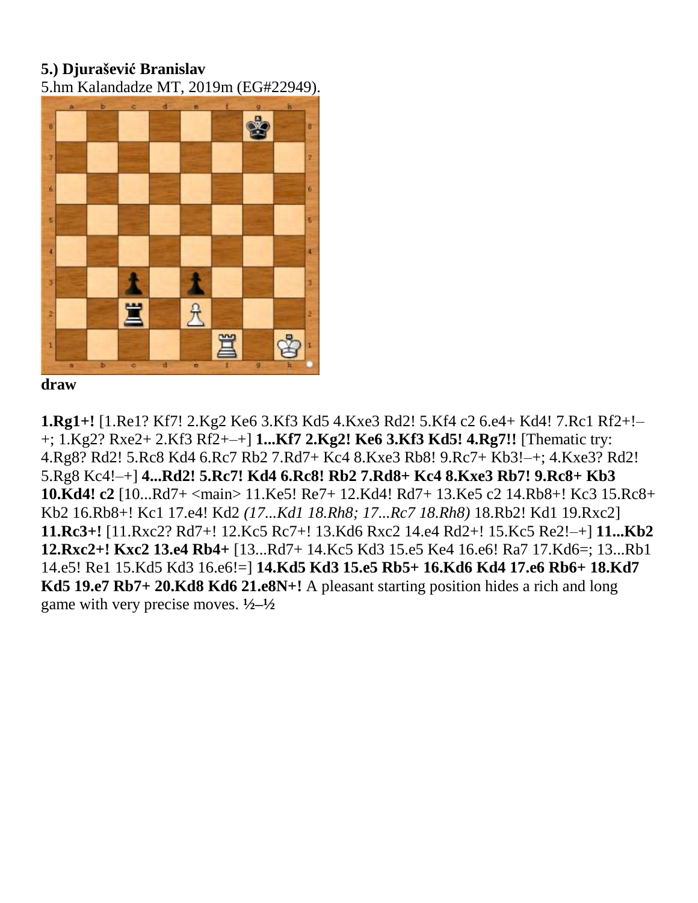**5.) Djurašević Branislav**
5.hm Kalandadze MT, 2019m (EG#22949).

**draw**

**1.Rg1+!** [1.Re1? Kf7! 2.Kg2 Ke6 3.Kf3 Kd5 4.Kxe3 Rd2! 5.Kf4 c2 6.e4+ Kd4! 7.Rc1 Rf2+!–+; 1.Kg2? Rxe2+ 2.Kf3 Rf2+–+] **1...Kf7 2.Kg2! Ke6 3.Kf3 Kd5! 4.Rg7!!** [Thematic try: 4.Rg8? Rd2! 5.Rc8 Kd4 6.Rc7 Rb2 7.Rd7+ Kc4 8.Kxe3 Rb8! 9.Rc7+ Kb3!–+; 4.Kxe3? Rd2! 5.Rg8 Kc4!–+] **4...Rd2! 5.Rc7! Kd4 6.Rc8! Rb2 7.Rd8+ Kc4 8.Kxe3 Rb7! 9.Rc8+ Kb3 10.Kd4! c2** [10...Rd7+ <main> 11.Ke5! Re7+ 12.Kd4! Rd7+ 13.Ke5 c2 14.Rb8+! Kc3 15.Rc8+ Kb2 16.Rb8+! Kc1 17.e4! Kd2 *(17...Kd1 18.Rh8; 17...Rc7 18.Rh8)* 18.Rb2! Kd1 19.Rxc2] **11.Rc3+!** [11.Rxc2? Rd7+! 12.Kc5 Rc7+! 13.Kd6 Rxc2 14.e4 Rd2+! 15.Kc5 Re2!–+] **11...Kb2 12.Rxc2+! Kxc2 13.e4 Rb4+** [13...Rd7+ 14.Kc5 Kd3 15.e5 Ke4 16.e6! Ra7 17.Kd6=; 13...Rb1 14.e5! Re1 15.Kd5 Kd3 16.e6!=] **14.Kd5 Kd3 15.e5 Rb5+ 16.Kd6 Kd4 17.e6 Rb6+ 18.Kd7 Kd5 19.e7 Rb7+ 20.Kd8 Kd6 21.e8N+!** A pleasant starting position hides a rich and long game with very precise moves. **½–½**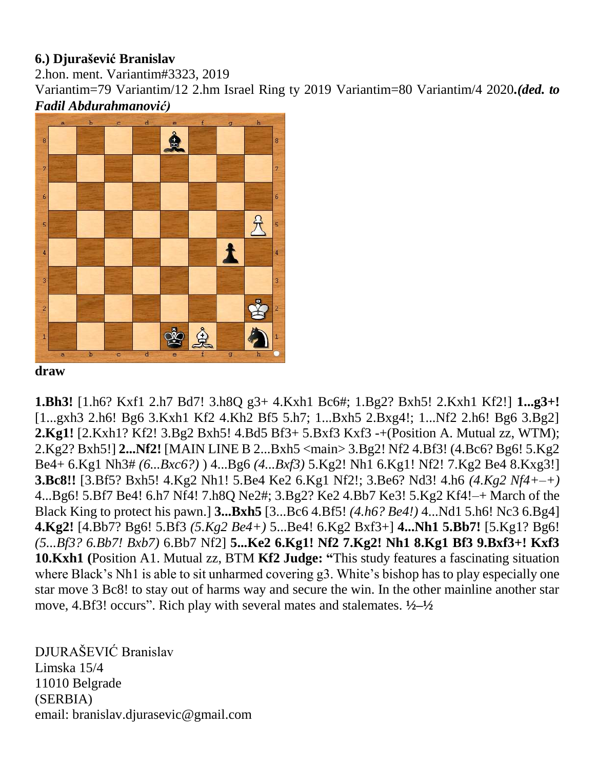**6.) Djurašević Branislav**

2.hon. ment. Variantim#3323, 2019

Variantim=79 Variantim/12 2.hm Israel Ring ty 2019 Variantim=80 Variantim/4 2020***.(ded. to Fadil Abdurahmanović)***

**draw**

**1.Bh3!** [1.h6? Kxf1 2.h7 Bd7! 3.h8Q g3+ 4.Kxh1 Bc6#; 1.Bg2? Bxh5! 2.Kxh1 Kf2!] **1...g3+!** [1...gxh3 2.h6! Bg6 3.Kxh1 Kf2 4.Kh2 Bf5 5.h7; 1...Bxh5 2.Bxg4!; 1...Nf2 2.h6! Bg6 3.Bg2] **2.Kg1!** [2.Kxh1? Kf2! 3.Bg2 Bxh5! 4.Bd5 Bf3+ 5.Bxf3 Kxf3 -+(Position A. Mutual zz, WTM); 2.Kg2? Bxh5!] **2...Nf2!** [MAIN LINE B 2...Bxh5 <main> 3.Bg2! Nf2 4.Bf3! (4.Bc6? Bg6! 5.Kg2 Be4+ 6.Kg1 Nh3# *(6...Bxc6?)* ) 4...Bg6 *(4...Bxf3)* 5.Kg2! Nh1 6.Kg1! Nf2! 7.Kg2 Be4 8.Kxg3!] **3.Bc8!!** [3.Bf5? Bxh5! 4.Kg2 Nh1! 5.Be4 Ke2 6.Kg1 Nf2!; 3.Be6? Nd3! 4.h6 *(4.Kg2 Nf4+–+)* 4...Bg6! 5.Bf7 Be4! 6.h7 Nf4! 7.h8Q Ne2#; 3.Bg2? Ke2 4.Bb7 Ke3! 5.Kg2 Kf4!–+ March of the Black King to protect his pawn.] **3...Bxh5** [3...Bc6 4.Bf5! *(4.h6? Be4!)* 4...Nd1 5.h6! Nc3 6.Bg4] **4.Kg2!** [4.Bb7? Bg6! 5.Bf3 *(5.Kg2 Be4+)* 5...Be4! 6.Kg2 Bxf3+] **4...Nh1 5.Bb7!** [5.Kg1? Bg6! *(5...Bf3? 6.Bb7! Bxb7)* 6.Bb7 Nf2] **5...Ke2 6.Kg1! Nf2 7.Kg2! Nh1 8.Kg1 Bf3 9.Bxf3+! Kxf3 10.Kxh1 (**Position A1. Mutual zz, BTM **Kf2 Judge: "**This study features a fascinating situation where Black's Nh1 is able to sit unharmed covering g3. White's bishop has to play especially one star move 3 Bc8! to stay out of harms way and secure the win. In the other mainline another star move, 4.Bf3! occurs". Rich play with several mates and stalemates. **½–½**

DJURAŠEVIĆ Branislav
Limska 15/4
11010 Belgrade
(SERBIA)
email: branislav.djurasevic@gmail.com